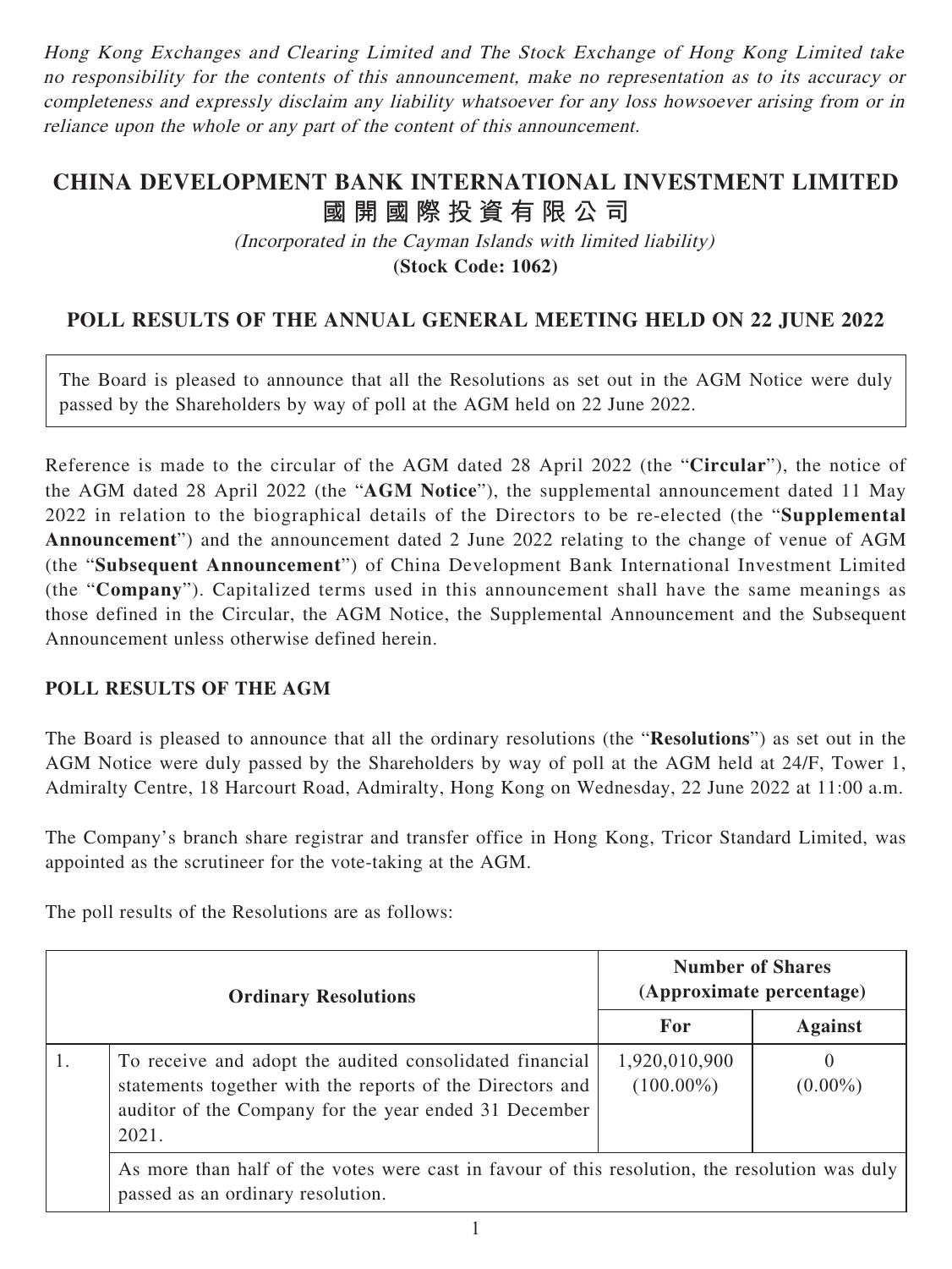*Hong Kong Exchanges and Clearing Limited and The Stock Exchange of Hong Kong Limited take no responsibility for the contents of this announcement, make no representation as to its accuracy or completeness and expressly disclaim any liability whatsoever for any loss howsoever arising from or in reliance upon the whole or any part of the content of this announcement.*

# CHINA DEVELOPMENT BANK INTERNATIONAL INVESTMENT LIMITED
# 國開國際投資有限公司

*(Incorporated in the Cayman Islands with limited liability)*

**(Stock Code: 1062)**

## POLL RESULTS OF THE ANNUAL GENERAL MEETING HELD ON 22 JUNE 2022

The Board is pleased to announce that all the Resolutions as set out in the AGM Notice were duly passed by the Shareholders by way of poll at the AGM held on 22 June 2022.

Reference is made to the circular of the AGM dated 28 April 2022 (the "**Circular**"), the notice of the AGM dated 28 April 2022 (the "**AGM Notice**"), the supplemental announcement dated 11 May 2022 in relation to the biographical details of the Directors to be re-elected (the "**Supplemental Announcement**") and the announcement dated 2 June 2022 relating to the change of venue of AGM (the "**Subsequent Announcement**") of China Development Bank International Investment Limited (the "**Company**"). Capitalized terms used in this announcement shall have the same meanings as those defined in the Circular, the AGM Notice, the Supplemental Announcement and the Subsequent Announcement unless otherwise defined herein.

### POLL RESULTS OF THE AGM

The Board is pleased to announce that all the ordinary resolutions (the "**Resolutions**") as set out in the AGM Notice were duly passed by the Shareholders by way of poll at the AGM held at 24/F, Tower 1, Admiralty Centre, 18 Harcourt Road, Admiralty, Hong Kong on Wednesday, 22 June 2022 at 11:00 a.m.

The Company's branch share registrar and transfer office in Hong Kong, Tricor Standard Limited, was appointed as the scrutineer for the vote-taking at the AGM.

The poll results of the Resolutions are as follows:

| | **Ordinary Resolutions** | **Number of Shares (Approximate percentage)** | |
|---|---|---|---|
| | | **For** | **Against** |
| 1. | To receive and adopt the audited consolidated financial statements together with the reports of the Directors and auditor of the Company for the year ended 31 December 2021. | 1,920,010,900 (100.00%) | 0 (0.00%) |
| | As more than half of the votes were cast in favour of this resolution, the resolution was duly passed as an ordinary resolution. | | |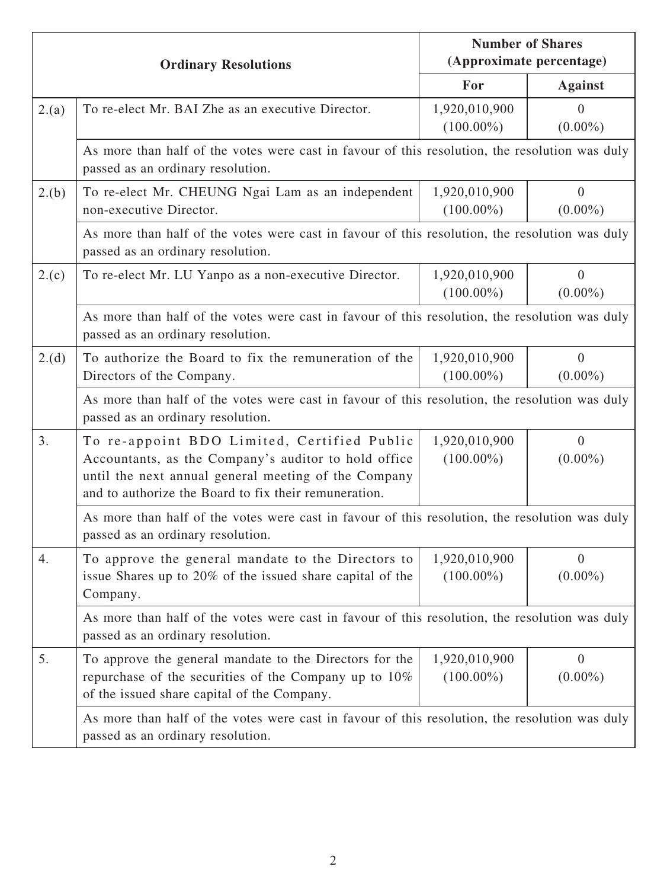| Ordinary Resolutions | | Number of Shares (Approximate percentage) | |
|---|---|---|---|
| | | For | Against |
| 2.(a) | To re-elect Mr. BAI Zhe as an executive Director. | 1,920,010,900 (100.00%) | 0 (0.00%) |
| | As more than half of the votes were cast in favour of this resolution, the resolution was duly passed as an ordinary resolution. | | |
| 2.(b) | To re-elect Mr. CHEUNG Ngai Lam as an independent non-executive Director. | 1,920,010,900 (100.00%) | 0 (0.00%) |
| | As more than half of the votes were cast in favour of this resolution, the resolution was duly passed as an ordinary resolution. | | |
| 2.(c) | To re-elect Mr. LU Yanpo as a non-executive Director. | 1,920,010,900 (100.00%) | 0 (0.00%) |
| | As more than half of the votes were cast in favour of this resolution, the resolution was duly passed as an ordinary resolution. | | |
| 2.(d) | To authorize the Board to fix the remuneration of the Directors of the Company. | 1,920,010,900 (100.00%) | 0 (0.00%) |
| | As more than half of the votes were cast in favour of this resolution, the resolution was duly passed as an ordinary resolution. | | |
| 3. | To re-appoint BDO Limited, Certified Public Accountants, as the Company's auditor to hold office until the next annual general meeting of the Company and to authorize the Board to fix their remuneration. | 1,920,010,900 (100.00%) | 0 (0.00%) |
| | As more than half of the votes were cast in favour of this resolution, the resolution was duly passed as an ordinary resolution. | | |
| 4. | To approve the general mandate to the Directors to issue Shares up to 20% of the issued share capital of the Company. | 1,920,010,900 (100.00%) | 0 (0.00%) |
| | As more than half of the votes were cast in favour of this resolution, the resolution was duly passed as an ordinary resolution. | | |
| 5. | To approve the general mandate to the Directors for the repurchase of the securities of the Company up to 10% of the issued share capital of the Company. | 1,920,010,900 (100.00%) | 0 (0.00%) |
| | As more than half of the votes were cast in favour of this resolution, the resolution was duly passed as an ordinary resolution. | | |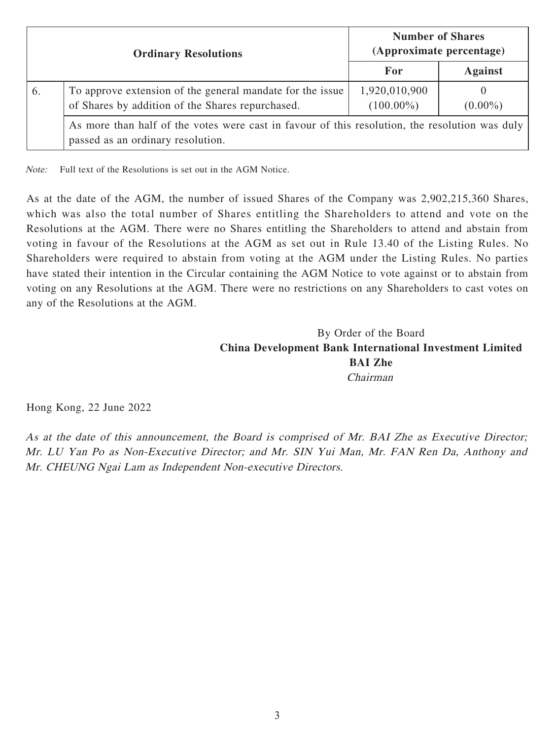| Ordinary Resolutions | | Number of Shares (Approximate percentage) | |
|---|---|---|---|
| | | For | Against |
| 6. | To approve extension of the general mandate for the issue of Shares by addition of the Shares repurchased. | 1,920,010,900 (100.00%) | 0 (0.00%) |
| | As more than half of the votes were cast in favour of this resolution, the resolution was duly passed as an ordinary resolution. | | |

*Note:* Full text of the Resolutions is set out in the AGM Notice.

As at the date of the AGM, the number of issued Shares of the Company was 2,902,215,360 Shares, which was also the total number of Shares entitling the Shareholders to attend and vote on the Resolutions at the AGM. There were no Shares entitling the Shareholders to attend and abstain from voting in favour of the Resolutions at the AGM as set out in Rule 13.40 of the Listing Rules. No Shareholders were required to abstain from voting at the AGM under the Listing Rules. No parties have stated their intention in the Circular containing the AGM Notice to vote against or to abstain from voting on any Resolutions at the AGM. There were no restrictions on any Shareholders to cast votes on any of the Resolutions at the AGM.

By Order of the Board
**China Development Bank International Investment Limited**
**BAI Zhe**
*Chairman*

Hong Kong, 22 June 2022

*As at the date of this announcement, the Board is comprised of Mr. BAI Zhe as Executive Director; Mr. LU Yan Po as Non-Executive Director; and Mr. SIN Yui Man, Mr. FAN Ren Da, Anthony and Mr. CHEUNG Ngai Lam as Independent Non-executive Directors.*